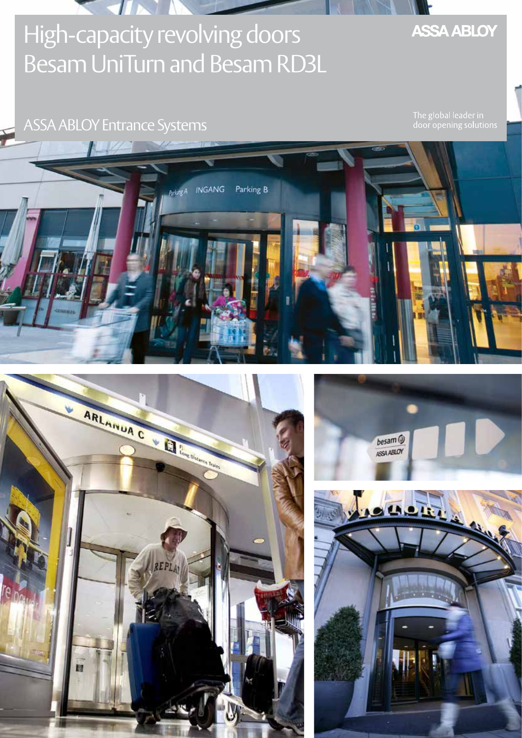# High-capacity revolving doors Besam UniTurn and Besam RD3L

ASSA ABLOY

ASSA ABLOY Entrance Systems

The global leader in door opening solutions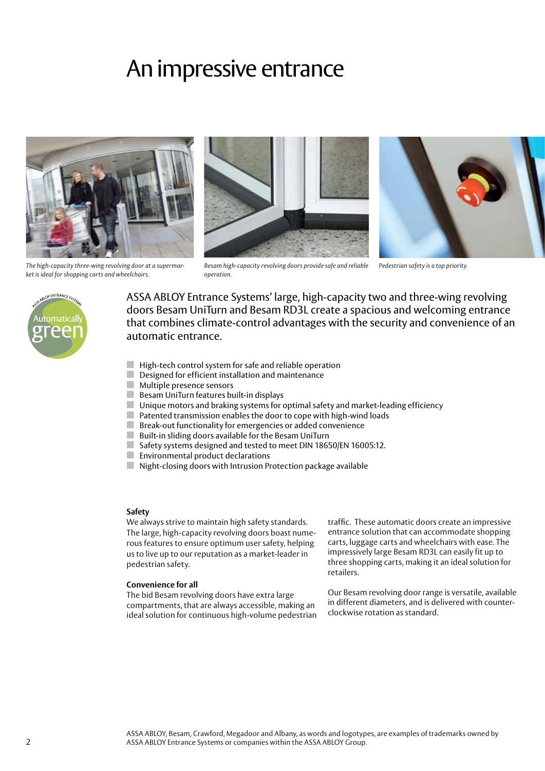# An impressive entrance

*The high-capacity three-wing revolving door at a supermarket is ideal for shopping carts and wheelchairs.*

*Besam high-capacity revolving doors provide safe and reliable operation.*

*Pedestrian safety is a top priority.*

ASSA ABLOY ENTRANCE SYSTEMS Automatically green

ASSA ABLOY Entrance Systems' large, high-capacity two and three-wing revolving doors Besam UniTurn and Besam RD3L create a spacious and welcoming entrance that combines climate-control advantages with the security and convenience of an automatic entrance.

- High-tech control system for safe and reliable operation
- Designed for efficient installation and maintenance
- Multiple presence sensors
- Besam UniTurn features built-in displays
- Unique motors and braking systems for optimal safety and market-leading efficiency
- Patented transmission enables the door to cope with high-wind loads
- Break-out functionality for emergencies or added convenience
- Built-in sliding doors available for the Besam UniTurn
- Safety systems designed and tested to meet DIN 18650/EN 16005:12.
- Environmental product declarations
- Night-closing doors with Intrusion Protection package available

**Safety**

We always strive to maintain high safety standards. The large, high-capacity revolving doors boast numerous features to ensure optimum user safety, helping us to live up to our reputation as a market-leader in pedestrian safety.

**Convenience for all**

The bid Besam revolving doors have extra large compartments, that are always accessible, making an ideal solution for continuous high-volume pedestrian traffic. These automatic doors create an impressive entrance solution that can accommodate shopping carts, luggage carts and wheelchairs with ease. The impressively large Besam RD3L can easily fit up to three shopping carts, making it an ideal solution for retailers.

Our Besam revolving door range is versatile, available in different diameters, and is delivered with counter-clockwise rotation as standard.

ASSA ABLOY, Besam, Crawford, Megadoor and Albany, as words and logotypes, are examples of trademarks owned by ASSA ABLOY Entrance Systems or companies within the ASSA ABLOY Group.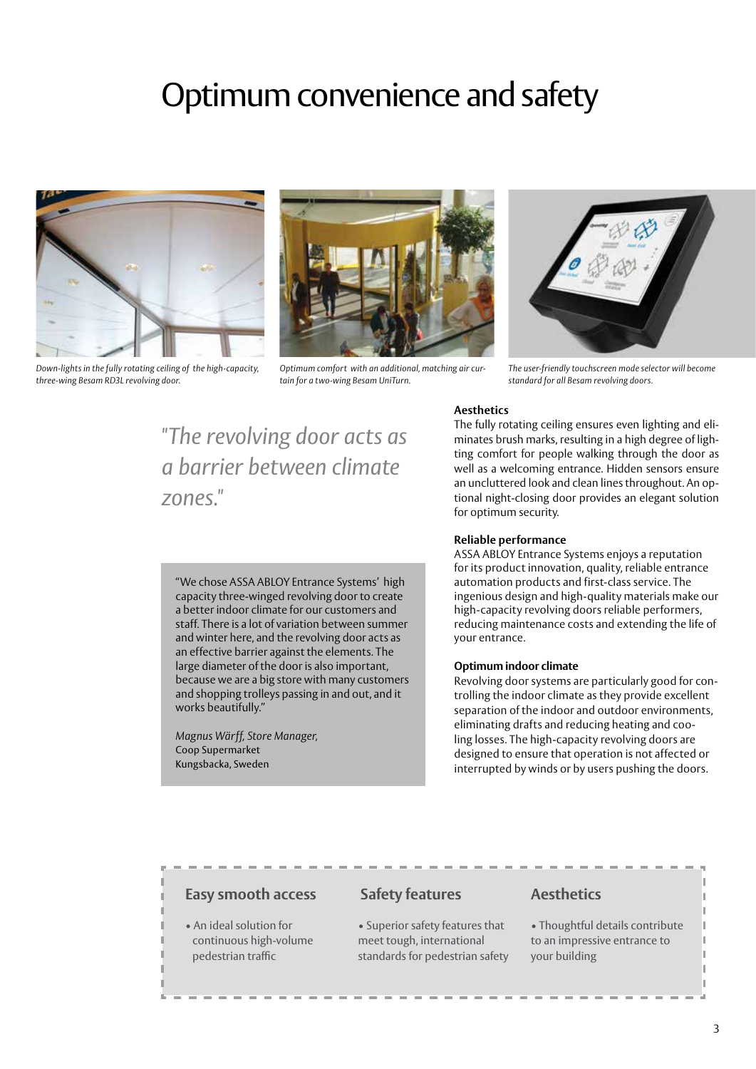# Optimum convenience and safety

*Down-lights in the fully rotating ceiling of the high-capacity, three-wing Besam RD3L revolving door.*

*Optimum comfort with an additional, matching air curtain for a two-wing Besam UniTurn.*

*The user-friendly touchscreen mode selector will become standard for all Besam revolving doors.*

*"The revolving door acts as a barrier between climate zones."*

> "We chose ASSA ABLOY Entrance Systems' high capacity three-winged revolving door to create a better indoor climate for our customers and staff. There is a lot of variation between summer and winter here, and the revolving door acts as an effective barrier against the elements. The large diameter of the door is also important, because we are a big store with many customers and shopping trolleys passing in and out, and it works beautifully."
>
> *Magnus Wärff, Store Manager,*
> Coop Supermarket
> Kungsbacka, Sweden

**Aesthetics**

The fully rotating ceiling ensures even lighting and eliminates brush marks, resulting in a high degree of lighting comfort for people walking through the door as well as a welcoming entrance. Hidden sensors ensure an uncluttered look and clean lines throughout. An optional night-closing door provides an elegant solution for optimum security.

**Reliable performance**

ASSA ABLOY Entrance Systems enjoys a reputation for its product innovation, quality, reliable entrance automation products and first-class service. The ingenious design and high-quality materials make our high-capacity revolving doors reliable performers, reducing maintenance costs and extending the life of your entrance.

**Optimum indoor climate**

Revolving door systems are particularly good for controlling the indoor climate as they provide excellent separation of the indoor and outdoor environments, eliminating drafts and reducing heating and cooling losses. The high-capacity revolving doors are designed to ensure that operation is not affected or interrupted by winds or by users pushing the doors.

## Easy smooth access

- An ideal solution for continuous high-volume pedestrian traffic

## Safety features

- Superior safety features that meet tough, international standards for pedestrian safety

## Aesthetics

- Thoughtful details contribute to an impressive entrance to your building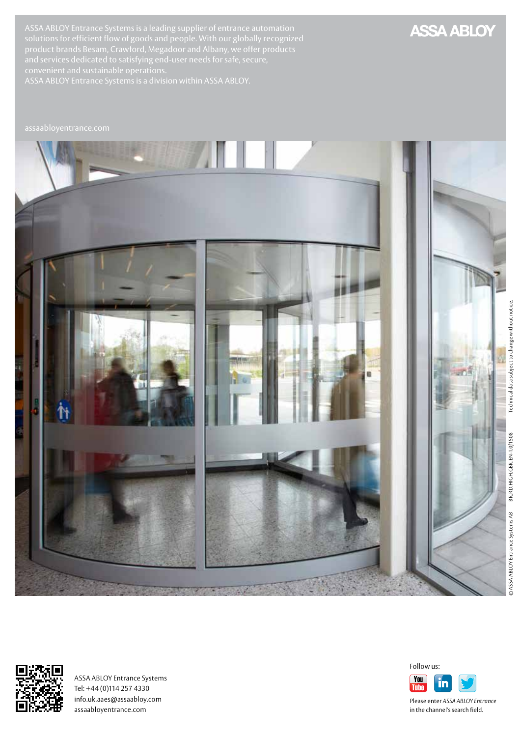ASSA ABLOY Entrance Systems is a leading supplier of entrance automation solutions for efficient flow of goods and people. With our globally recognized product brands Besam, Crawford, Megadoor and Albany, we offer products and services dedicated to satisfying end-user needs for safe, secure, convenient and sustainable operations.
ASSA ABLOY Entrance Systems is a division within ASSA ABLOY.

**ASSA ABLOY**

assaabloyentrance.com

© ASSA ABLOY Entrance Systems AB BR.RD.HIGH.GBR.EN-1.0/1508 Technical data subject to change without notice.

ASSA ABLOY Entrance Systems
Tel: +44 (0)114 257 4330
info.uk.aaes@assaabloy.com
assaabloyentrance.com

Follow us:

Please enter *ASSA ABLOY Entrance* in the channel's search field.